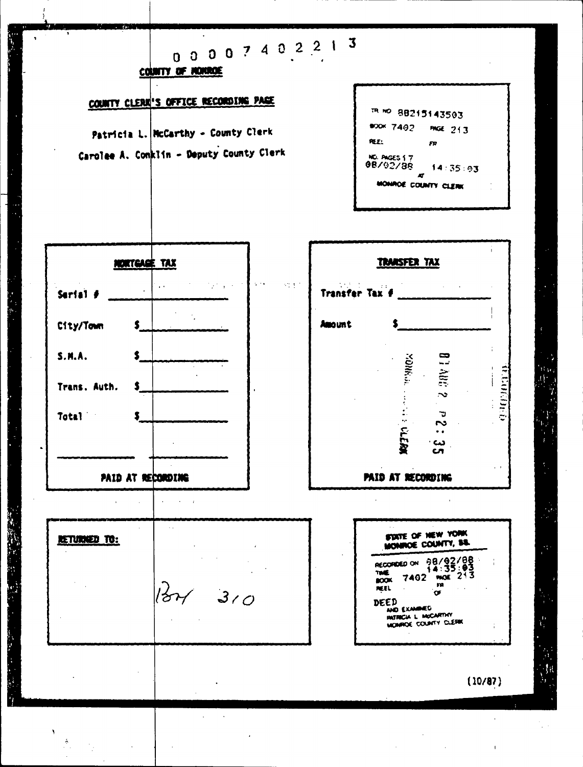0 0 0 0 7 4 0 2 2 1 3

**COUNTY OF MONROE**

**COUNTY CLERK'S OFFICE RECORDING PAGE**

Patricia L. McCarthy - County Clerk

Carolee A. Conklin - Deputy County Clerk

TR NO 88215143503
BOOK 7402 PAGE 213
REEL FR
NO. PAGES 17
08/02/88 14:35:03
AT
MONROE COUNTY CLERK

**MORTGAGE TAX**

Serial # ______________

City/Town $______________

S.M.A. $______________

Trans. Auth. $______________

Total $______________

______________ ______________

**PAID AT RECORDING**

**TRANSFER TAX**

Transfer Tax # ______________

Amount $______________

RECORDED
88 AUG 2 P2:35
MONROE COUNTY CLERK

**PAID AT RECORDING**

**RETURNED TO:**

Box 310

STATE OF NEW YORK
MONROE COUNTY, SS.

RECORDED ON 08/02/88
TIME 14:35:03
BOOK 7402 PAGE 213
REEL FR
OF

DEED
AND EXAMINED
PATRICIA L. McCARTHY
MONROE COUNTY CLERK

(10/87)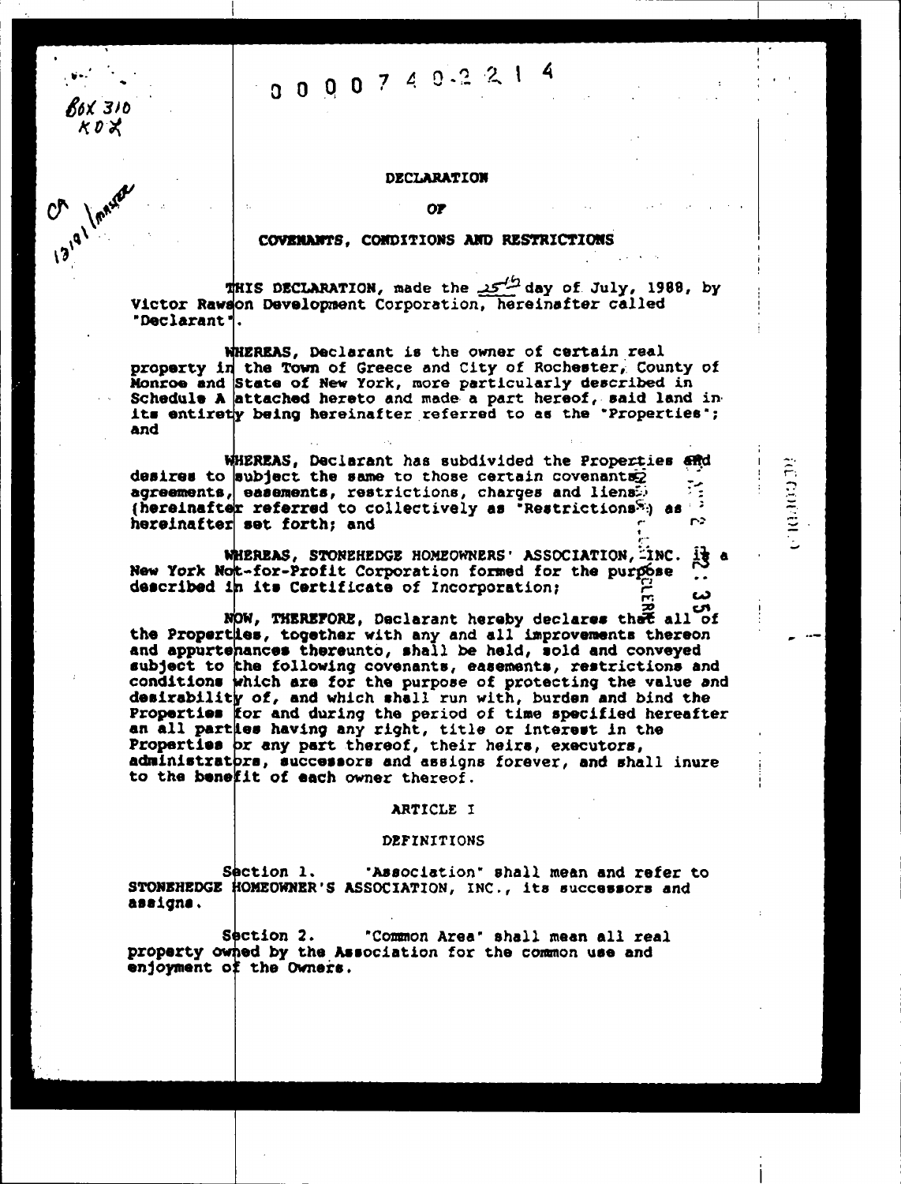00007402214

BOX 310
KOX

CA 13191 (master)

# DECLARATION

# OF

# COVENANTS, CONDITIONS AND RESTRICTIONS

THIS DECLARATION, made the 25th day of July, 1988, by Victor Rawson Development Corporation, hereinafter called "Declarant".

WHEREAS, Declarant is the owner of certain real property in the Town of Greece and City of Rochester, County of Monroe and State of New York, more particularly described in Schedule A attached hereto and made a part hereof, said land in its entirety being hereinafter referred to as the "Properties"; and

WHEREAS, Declarant has subdivided the Properties and desires to subject the same to those certain covenants, agreements, easements, restrictions, charges and liens (hereinafter referred to collectively as "Restrictions") as hereinafter set forth; and

WHEREAS, STONEHEDGE HOMEOWNERS' ASSOCIATION, INC. is a New York Not-for-Profit Corporation formed for the purpose described in its Certificate of Incorporation;

NOW, THEREFORE, Declarant hereby declares that all of the Properties, together with any and all improvements thereon and appurtenances thereunto, shall be held, sold and conveyed subject to the following covenants, easements, restrictions and conditions which are for the purpose of protecting the value and desirability of, and which shall run with, burden and bind the Properties for and during the period of time specified hereafter an all parties having any right, title or interest in the Properties or any part thereof, their heirs, executors, administrators, successors and assigns forever, and shall inure to the benefit of each owner thereof.

## ARTICLE I

## DEFINITIONS

Section 1. "Association" shall mean and refer to STONEHEDGE HOMEOWNER'S ASSOCIATION, INC., its successors and assigns.

Section 2. "Common Area" shall mean all real property owned by the Association for the common use and enjoyment of the Owners.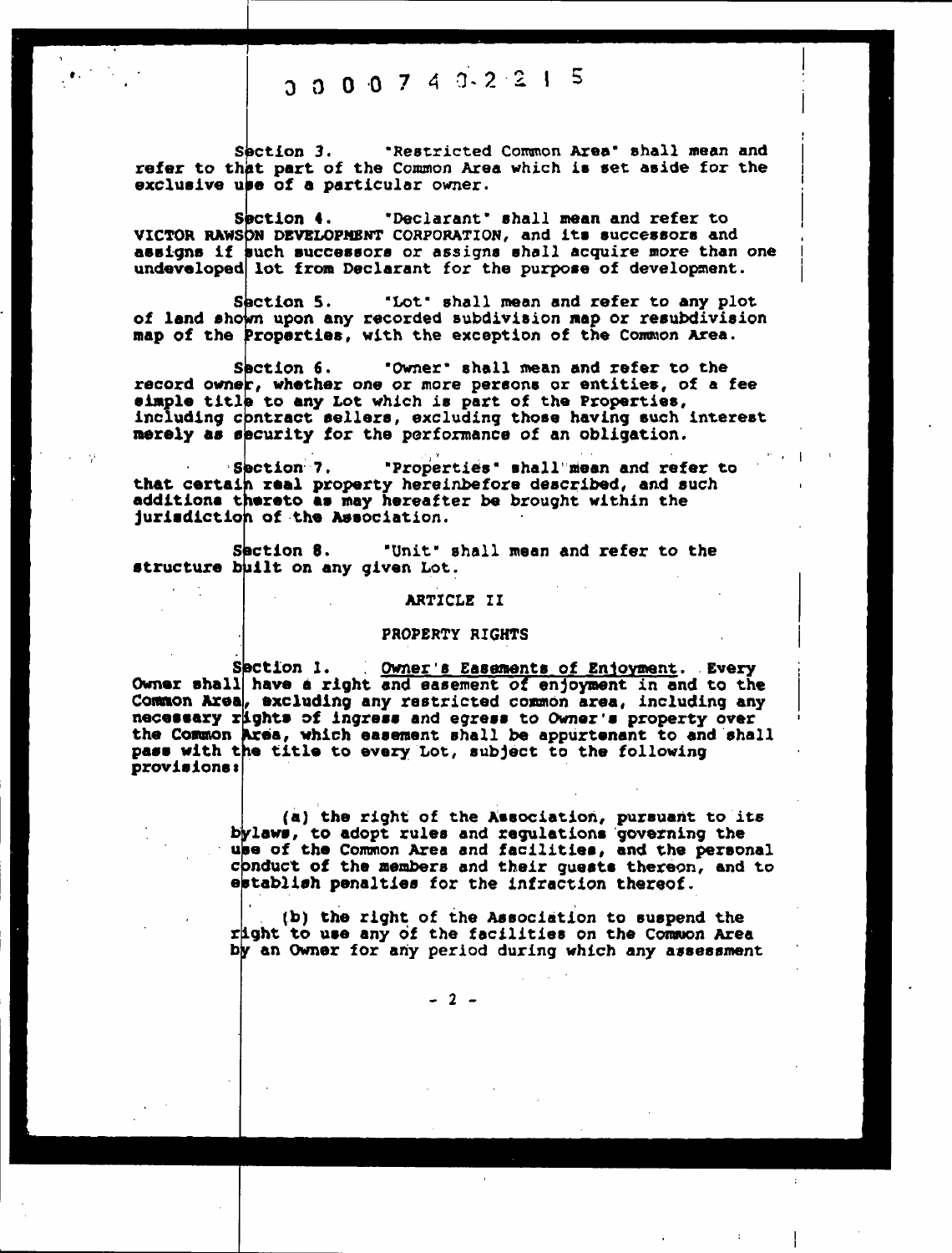Section 3. "Restricted Common Area" shall mean and refer to that part of the Common Area which is set aside for the exclusive use of a particular owner.

Section 4. "Declarant" shall mean and refer to VICTOR RAWSON DEVELOPMENT CORPORATION, and its successors and assigns if such successors or assigns shall acquire more than one undeveloped lot from Declarant for the purpose of development.

Section 5. "Lot" shall mean and refer to any plot of land shown upon any recorded subdivision map or resubdivision map of the Properties, with the exception of the Common Area.

Section 6. "Owner" shall mean and refer to the record owner, whether one or more persons or entities, of a fee simple title to any Lot which is part of the Properties, including contract sellers, excluding those having such interest merely as security for the performance of an obligation.

Section 7. "Properties" shall mean and refer to that certain real property hereinbefore described, and such additions thereto as may hereafter be brought within the jurisdiction of the Association.

Section 8. "Unit" shall mean and refer to the structure built on any given Lot.

## ARTICLE II

## PROPERTY RIGHTS

Section 1. Owner's Easements of Enjoyment. Every Owner shall have a right and easement of enjoyment in and to the Common Area, excluding any restricted common area, including any necessary rights of ingress and egress to Owner's property over the Common Area, which easement shall be appurtenant to and shall pass with the title to every Lot, subject to the following provisions:

(a) the right of the Association, pursuant to its bylaws, to adopt rules and regulations governing the use of the Common Area and facilities, and the personal conduct of the members and their guests thereon, and to establish penalties for the infraction thereof.

(b) the right of the Association to suspend the right to use any of the facilities on the Common Area by an Owner for any period during which any assessment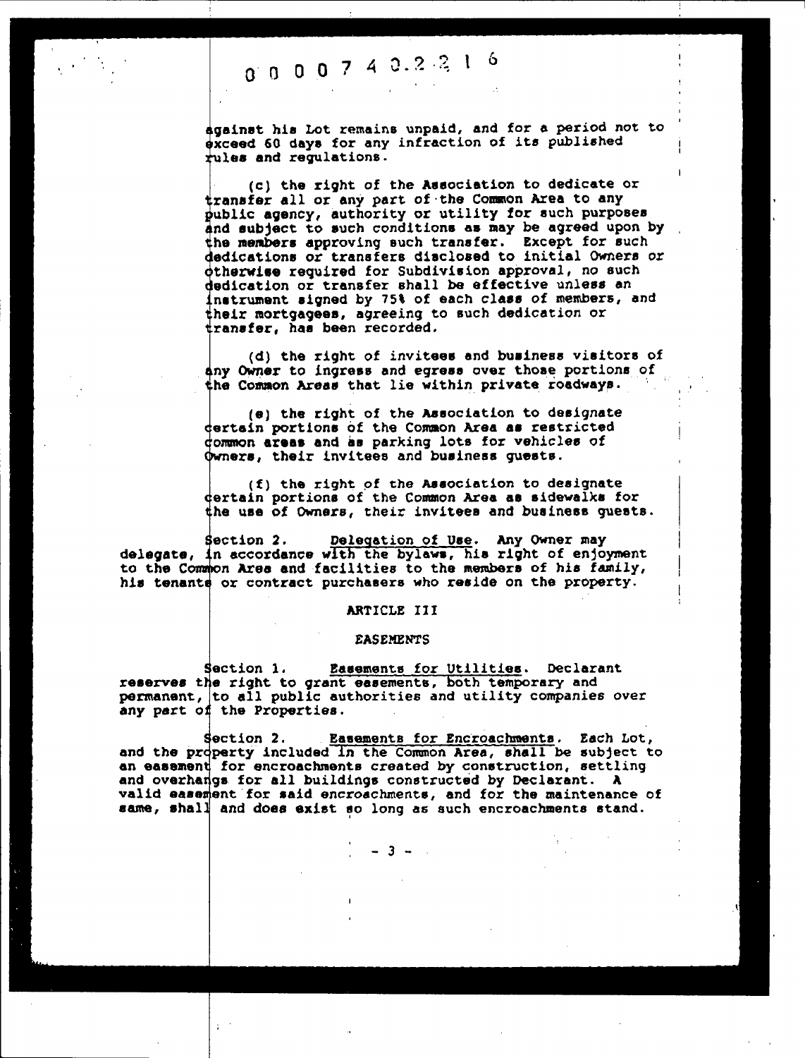against his Lot remains unpaid, and for a period not to exceed 60 days for any infraction of its published rules and regulations.

(c) the right of the Association to dedicate or transfer all or any part of the Common Area to any public agency, authority or utility for such purposes and subject to such conditions as may be agreed upon by the members approving such transfer. Except for such dedications or transfers disclosed to initial Owners or otherwise required for Subdivision approval, no such dedication or transfer shall be effective unless an instrument signed by 75% of each class of members, and their mortgagees, agreeing to such dedication or transfer, has been recorded.

(d) the right of invitees and business visitors of any Owner to ingress and egress over those portions of the Common Areas that lie within private roadways.

(e) the right of the Association to designate certain portions of the Common Area as restricted common areas and as parking lots for vehicles of Owners, their invitees and business guests.

(f) the right of the Association to designate certain portions of the Common Area as sidewalks for the use of Owners, their invitees and business guests.

Section 2. Delegation of Use. Any Owner may delegate, in accordance with the bylaws, his right of enjoyment to the Common Area and facilities to the members of his family, his tenants or contract purchasers who reside on the property.

## ARTICLE III

## EASEMENTS

Section 1. Easements for Utilities. Declarant reserves the right to grant easements, both temporary and permanent, to all public authorities and utility companies over any part of the Properties.

Section 2. Easements for Encroachments. Each Lot, and the property included in the Common Area, shall be subject to an easement for encroachments created by construction, settling and overhangs for all buildings constructed by Declarant. A valid easement for said encroachments, and for the maintenance of same, shall and does exist so long as such encroachments stand.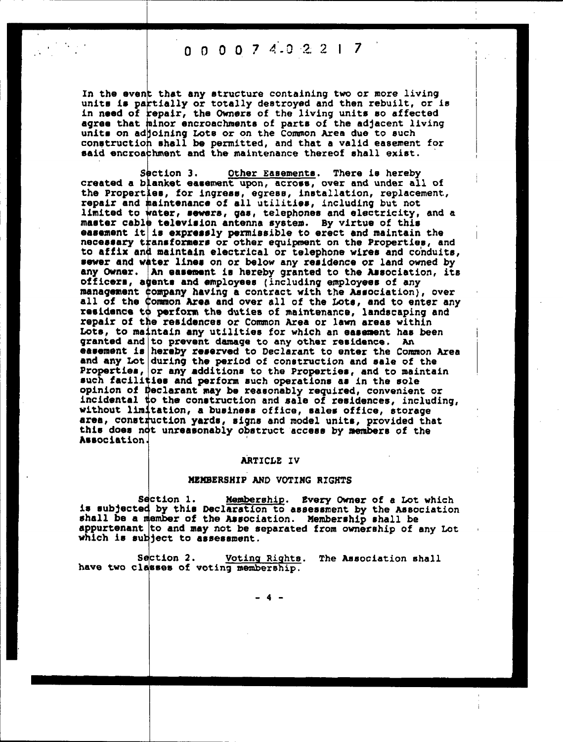In the event that any structure containing two or more living units is partially or totally destroyed and then rebuilt, or is in need of repair, the Owners of the living units so affected agree that minor encroachments of parts of the adjacent living units on adjoining Lots or on the Common Area due to such construction shall be permitted, and that a valid easement for said encroachment and the maintenance thereof shall exist.

Section 3. Other Easements. There is hereby created a blanket easement upon, across, over and under all of the Properties, for ingress, egress, installation, replacement, repair and maintenance of all utilities, including but not limited to water, sewers, gas, telephones and electricity, and a master cable television antenna system. By virtue of this easement it is expressly permissible to erect and maintain the necessary transformers or other equipment on the Properties, and to affix and maintain electrical or telephone wires and conduits, sewer and water lines on or below any residence or land owned by any Owner. An easement is hereby granted to the Association, its officers, agents and employees (including employees of any management company having a contract with the Association), over all of the Common Area and over all of the Lots, and to enter any residence to perform the duties of maintenance, landscaping and repair of the residences or Common Area or lawn areas within Lots, to maintain any utilities for which an easement has been granted and to prevent damage to any other residence. An easement is hereby reserved to Declarant to enter the Common Area and any Lot during the period of construction and sale of the Properties, or any additions to the Properties, and to maintain such facilities and perform such operations as in the sole opinion of Declarant may be reasonably required, convenient or incidental to the construction and sale of residences, including, without limitation, a business office, sales office, storage area, construction yards, signs and model units, provided that this does not unreasonably obstruct access by members of the Association.

## ARTICLE IV

## MEMBERSHIP AND VOTING RIGHTS

Section 1. Membership. Every Owner of a Lot which is subjected by this Declaration to assessment by the Association shall be a member of the Association. Membership shall be appurtenant to and may not be separated from ownership of any Lot which is subject to assessment.

Section 2. Voting Rights. The Association shall have two classes of voting membership.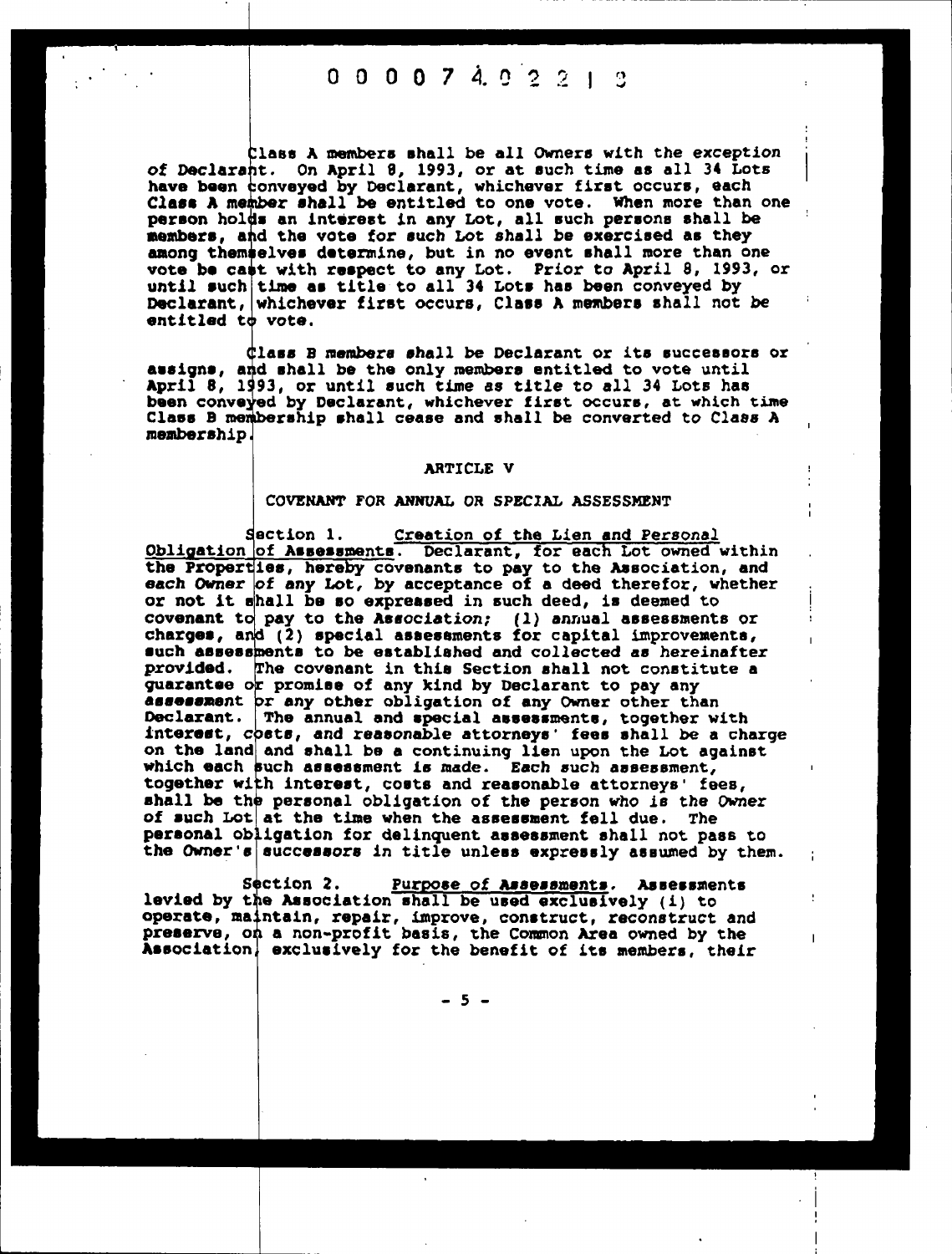Class A members shall be all Owners with the exception of Declarant. On April 8, 1993, or at such time as all 34 Lots have been conveyed by Declarant, whichever first occurs, each Class A member shall be entitled to one vote. When more than one person holds an interest in any Lot, all such persons shall be members, and the vote for such Lot shall be exercised as they among themselves determine, but in no event shall more than one vote be cast with respect to any Lot. Prior to April 8, 1993, or until such time as title to all 34 Lots has been conveyed by Declarant, whichever first occurs, Class A members shall not be entitled to vote.

Class B members shall be Declarant or its successors or assigns, and shall be the only members entitled to vote until April 8, 1993, or until such time as title to all 34 Lots has been conveyed by Declarant, whichever first occurs, at which time Class B membership shall cease and shall be converted to Class A membership.

## ARTICLE V

### COVENANT FOR ANNUAL OR SPECIAL ASSESSMENT

Section 1. Creation of the Lien and Personal Obligation of Assessments. Declarant, for each Lot owned within the Properties, hereby covenants to pay to the Association, and each Owner of any Lot, by acceptance of a deed therefor, whether or not it shall be so expressed in such deed, is deemed to covenant to pay to the Association; (1) annual assessments or charges, and (2) special assessments for capital improvements, such assessments to be established and collected as hereinafter provided. The covenant in this Section shall not constitute a guarantee or promise of any kind by Declarant to pay any assessment or any other obligation of any Owner other than Declarant. The annual and special assessments, together with interest, costs, and reasonable attorneys' fees shall be a charge on the land and shall be a continuing lien upon the Lot against which each such assessment is made. Each such assessment, together with interest, costs and reasonable attorneys' fees, shall be the personal obligation of the person who is the Owner of such Lot at the time when the assessment fell due. The personal obligation for delinquent assessment shall not pass to the Owner's successors in title unless expressly assumed by them.

Section 2. Purpose of Assessments. Assessments levied by the Association shall be used exclusively (i) to operate, maintain, repair, improve, construct, reconstruct and preserve, on a non-profit basis, the Common Area owned by the Association, exclusively for the benefit of its members, their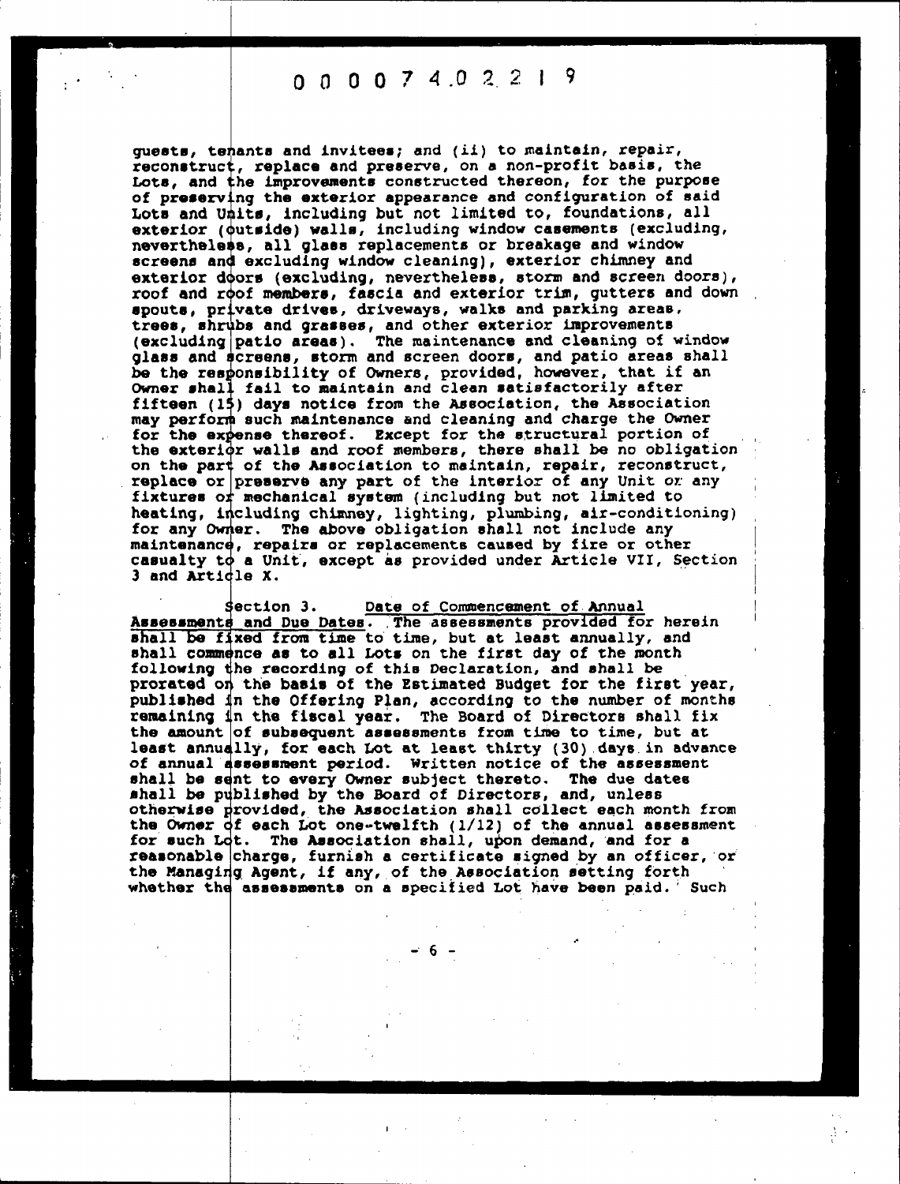guests, tenants and invitees; and (ii) to maintain, repair, reconstruct, replace and preserve, on a non-profit basis, the Lots, and the improvements constructed thereon, for the purpose of preserving the exterior appearance and configuration of said Lots and Units, including but not limited to, foundations, all exterior (outside) walls, including window casements (excluding, nevertheless, all glass replacements or breakage and window screens and excluding window cleaning), exterior chimney and exterior doors (excluding, nevertheless, storm and screen doors), roof and roof members, fascia and exterior trim, gutters and down spouts, private drives, driveways, walks and parking areas, trees, shrubs and grasses, and other exterior improvements (excluding patio areas). The maintenance and cleaning of window glass and screens, storm and screen doors, and patio areas shall be the responsibility of Owners, provided, however, that if an Owner shall fail to maintain and clean satisfactorily after fifteen (15) days notice from the Association, the Association may perform such maintenance and cleaning and charge the Owner for the expense thereof. Except for the structural portion of the exterior walls and roof members, there shall be no obligation on the part of the Association to maintain, repair, reconstruct, replace or preserve any part of the interior of any Unit or any fixtures or mechanical system (including but not limited to heating, including chimney, lighting, plumbing, air-conditioning) for any Owner. The above obligation shall not include any maintenance, repairs or replacements caused by fire or other casualty to a Unit, except as provided under Article VII, Section 3 and Article X.

Section 3. Date of Commencement of Annual Assessments and Due Dates. The assessments provided for herein shall be fixed from time to time, but at least annually, and shall commence as to all Lots on the first day of the month following the recording of this Declaration, and shall be prorated on the basis of the Estimated Budget for the first year, published in the Offering Plan, according to the number of months remaining in the fiscal year. The Board of Directors shall fix the amount of subsequent assessments from time to time, but at least annually, for each Lot at least thirty (30) days in advance of annual assessment period. Written notice of the assessment shall be sent to every Owner subject thereto. The due dates shall be published by the Board of Directors, and, unless otherwise provided, the Association shall collect each month from the Owner of each Lot one-twelfth (1/12) of the annual assessment for such Lot. The Association shall, upon demand, and for a reasonable charge, furnish a certificate signed by an officer, or the Managing Agent, if any, of the Association setting forth whether the assessments on a specified Lot have been paid. Such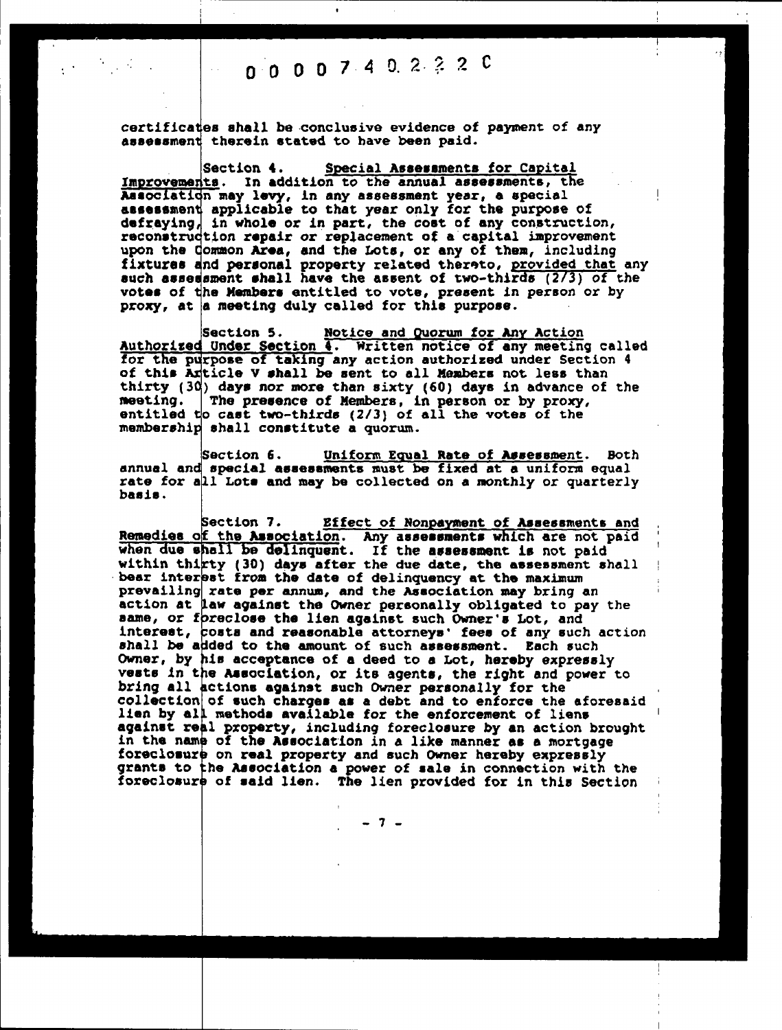certificates shall be conclusive evidence of payment of any assessment therein stated to have been paid.

Section 4. <u>Special Assessments for Capital Improvements</u>. In addition to the annual assessments, the Association may levy, in any assessment year, a special assessment applicable to that year only for the purpose of defraying, in whole or in part, the cost of any construction, reconstruction repair or replacement of a capital improvement upon the Common Area, and the Lots, or any of them, including fixtures and personal property related thereto, <u>provided that</u> any such assessment shall have the assent of two-thirds (2/3) of the votes of the Members entitled to vote, present in person or by proxy, at a meeting duly called for this purpose.

Section 5. <u>Notice and Quorum for Any Action Authorized Under Section 4</u>. Written notice of any meeting called for the purpose of taking any action authorized under Section 4 of this Article V shall be sent to all Members not less than thirty (30) days nor more than sixty (60) days in advance of the meeting. The presence of Members, in person or by proxy, entitled to cast two-thirds (2/3) of all the votes of the membership shall constitute a quorum.

Section 6. <u>Uniform Equal Rate of Assessment</u>. Both annual and special assessments must be fixed at a uniform equal rate for all Lots and may be collected on a monthly or quarterly basis.

Section 7. <u>Effect of Nonpayment of Assessments and Remedies of the Association</u>. Any assessments which are not paid when due shall be delinquent. If the assessment is not paid within thirty (30) days after the due date, the assessment shall bear interest from the date of delinquency at the maximum prevailing rate per annum, and the Association may bring an action at law against the Owner personally obligated to pay the same, or foreclose the lien against such Owner's Lot, and interest, costs and reasonable attorneys' fees of any such action shall be added to the amount of such assessment. Each such Owner, by his acceptance of a deed to a Lot, hereby expressly vests in the Association, or its agents, the right and power to bring all actions against such Owner personally for the collection of such charges as a debt and to enforce the aforesaid lien by all methods available for the enforcement of liens against real property, including foreclosure by an action brought in the name of the Association in a like manner as a mortgage foreclosure on real property and such Owner hereby expressly grants to the Association a power of sale in connection with the foreclosure of said lien. The lien provided for in this Section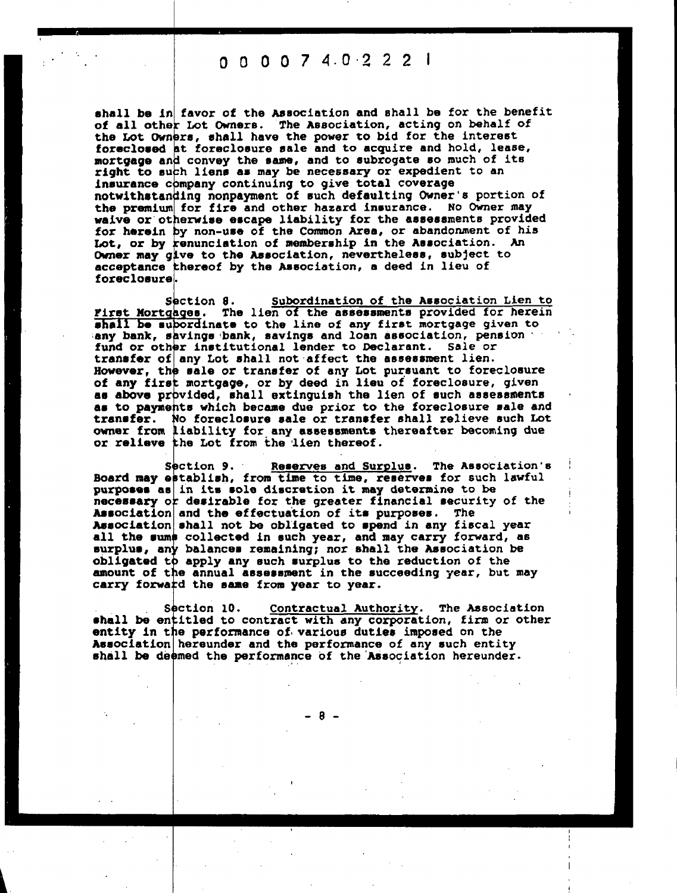shall be in favor of the Association and shall be for the benefit of all other Lot Owners. The Association, acting on behalf of the Lot Owners, shall have the power to bid for the interest foreclosed at foreclosure sale and to acquire and hold, lease, mortgage and convey the same, and to subrogate so much of its right to such liens as may be necessary or expedient to an insurance company continuing to give total coverage notwithstanding nonpayment of such defaulting Owner's portion of the premium for fire and other hazard insurance. No Owner may waive or otherwise escape liability for the assessments provided for herein by non-use of the Common Area, or abandonment of his Lot, or by renunciation of membership in the Association. An Owner may give to the Association, nevertheless, subject to acceptance thereof by the Association, a deed in lieu of foreclosure.

Section 8. Subordination of the Association Lien to First Mortgages. The lien of the assessments provided for herein shall be subordinate to the line of any first mortgage given to any bank, savings bank, savings and loan association, pension fund or other institutional lender to Declarant. Sale or transfer of any Lot shall not affect the assessment lien. However, the sale or transfer of any Lot pursuant to foreclosure of any first mortgage, or by deed in lieu of foreclosure, given as above provided, shall extinguish the lien of such assessments as to payments which became due prior to the foreclosure sale and transfer. No foreclosure sale or transfer shall relieve such Lot owner from liability for any assessments thereafter becoming due or relieve the Lot from the lien thereof.

Section 9. Reserves and Surplus. The Association's Board may establish, from time to time, reserves for such lawful purposes as in its sole discretion it may determine to be necessary or desirable for the greater financial security of the Association and the effectuation of its purposes. The Association shall not be obligated to spend in any fiscal year all the sums collected in such year, and may carry forward, as surplus, any balances remaining; nor shall the Association be obligated to apply any such surplus to the reduction of the amount of the annual assessment in the succeeding year, but may carry forward the same from year to year.

Section 10. Contractual Authority. The Association shall be entitled to contract with any corporation, firm or other entity in the performance of various duties imposed on the Association hereunder and the performance of any such entity shall be deemed the performance of the Association hereunder.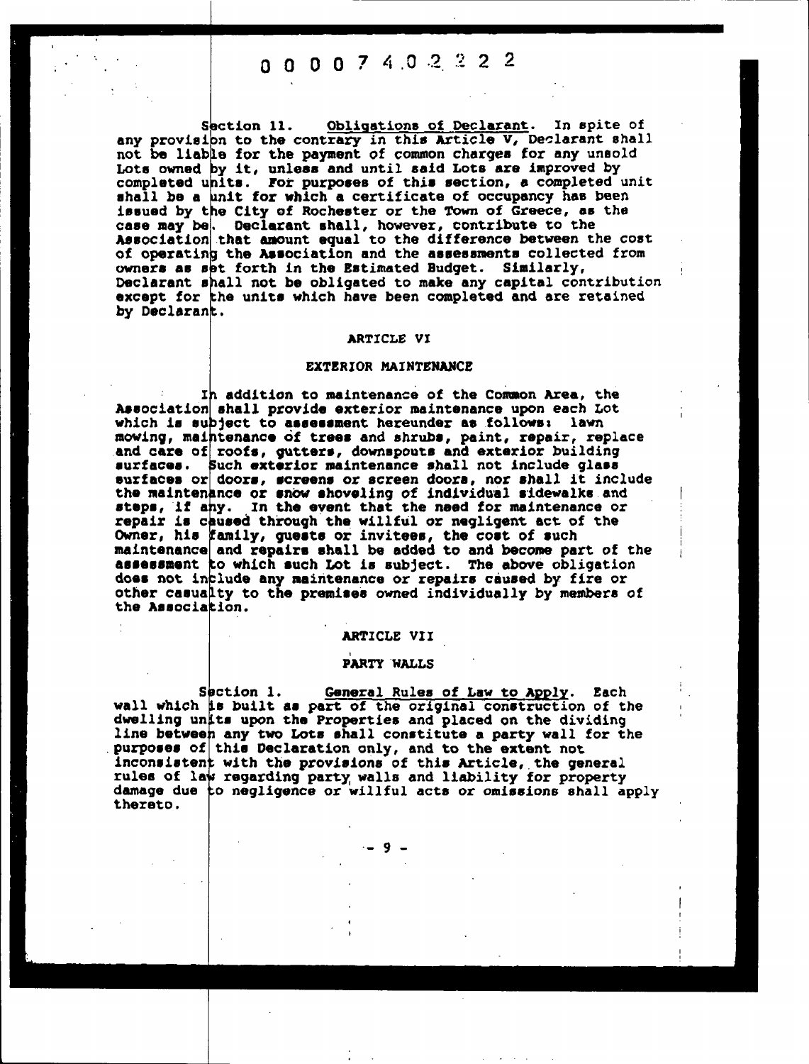Section 11. Obligations of Declarant. In spite of any provision to the contrary in this Article V, Declarant shall not be liable for the payment of common charges for any unsold Lots owned by it, unless and until said Lots are improved by completed units. For purposes of this section, a completed unit shall be a unit for which a certificate of occupancy has been issued by the City of Rochester or the Town of Greece, as the case may be. Declarant shall, however, contribute to the Association that amount equal to the difference between the cost of operating the Association and the assessments collected from owners as set forth in the Estimated Budget. Similarly, Declarant shall not be obligated to make any capital contribution except for the units which have been completed and are retained by Declarant.

## ARTICLE VI

## EXTERIOR MAINTENANCE

In addition to maintenance of the Common Area, the Association shall provide exterior maintenance upon each Lot which is subject to assessment hereunder as follows: lawn mowing, maintenance of trees and shrubs, paint, repair, replace and care of roofs, gutters, downspouts and exterior building surfaces. Such exterior maintenance shall not include glass surfaces or doors, screens or screen doors, nor shall it include the maintenance or snow shoveling of individual sidewalks and steps, if any. In the event that the need for maintenance or repair is caused through the willful or negligent act of the Owner, his family, guests or invitees, the cost of such maintenance and repairs shall be added to and become part of the assessment to which such Lot is subject. The above obligation does not include any maintenance or repairs caused by fire or other casualty to the premises owned individually by members of the Association.

## ARTICLE VII

## PARTY WALLS

Section 1. General Rules of Law to Apply. Each wall which is built as part of the original construction of the dwelling units upon the Properties and placed on the dividing line between any two Lots shall constitute a party wall for the purposes of this Declaration only, and to the extent not inconsistent with the provisions of this Article, the general rules of law regarding party walls and liability for property damage due to negligence or willful acts or omissions shall apply thereto.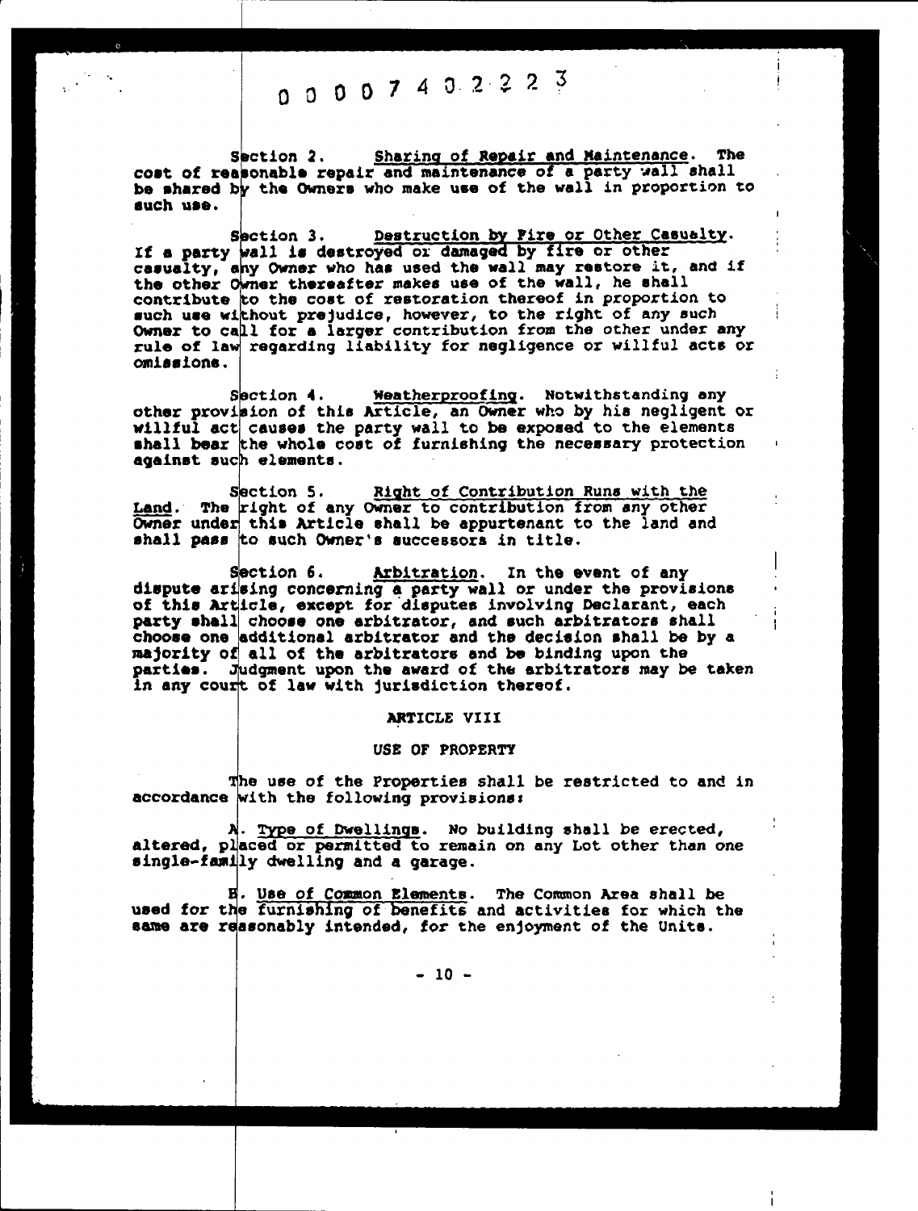Section 2. <u>Sharing of Repair and Maintenance</u>. The cost of reasonable repair and maintenance of a party wall shall be shared by the Owners who make use of the wall in proportion to such use.

Section 3. <u>Destruction by Fire or Other Casualty</u>. If a party wall is destroyed or damaged by fire or other casualty, any Owner who has used the wall may restore it, and if the other Owner thereafter makes use of the wall, he shall contribute to the cost of restoration thereof in proportion to such use without prejudice, however, to the right of any such Owner to call for a larger contribution from the other under any rule of law regarding liability for negligence or willful acts or omissions.

Section 4. <u>Weatherproofing</u>. Notwithstanding any other provision of this Article, an Owner who by his negligent or willful act causes the party wall to be exposed to the elements shall bear the whole cost of furnishing the necessary protection against such elements.

Section 5. <u>Right of Contribution Runs with the Land</u>. The right of any Owner to contribution from any other Owner under this Article shall be appurtenant to the land and shall pass to such Owner's successors in title.

Section 6. <u>Arbitration</u>. In the event of any dispute arising concerning a party wall or under the provisions of this Article, except for disputes involving Declarant, each party shall choose one arbitrator, and such arbitrators shall choose one additional arbitrator and the decision shall be by a majority of all of the arbitrators and be binding upon the parties. Judgment upon the award of the arbitrators may be taken in any court of law with jurisdiction thereof.

## ARTICLE VIII

## USE OF PROPERTY

The use of the Properties shall be restricted to and in accordance with the following provisions:

A. <u>Type of Dwellings</u>. No building shall be erected, altered, placed or permitted to remain on any Lot other than one single-family dwelling and a garage.

B. <u>Use of Common Elements</u>. The Common Area shall be used for the furnishing of benefits and activities for which the same are reasonably intended, for the enjoyment of the Units.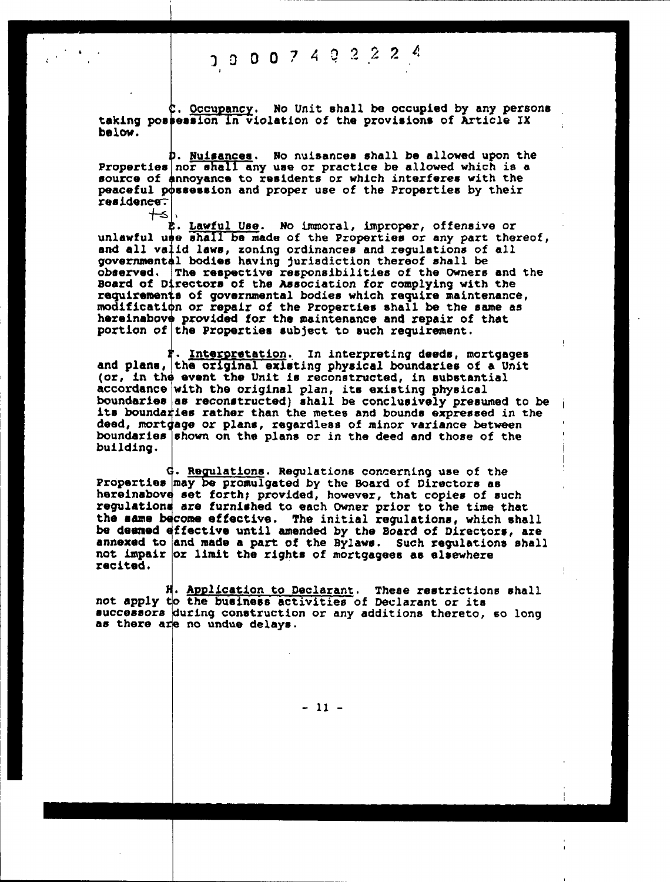10007492224

C. Occupancy. No Unit shall be occupied by any persons taking possession in violation of the provisions of Article IX below.

D. Nuisances. No nuisances shall be allowed upon the Properties nor shall any use or practice be allowed which is a source of annoyance to residents or which interferes with the peaceful possession and proper use of the Properties by their residence.

E. Lawful Use. No immoral, improper, offensive or unlawful use shall be made of the Properties or any part thereof, and all valid laws, zoning ordinances and regulations of all governmental bodies having jurisdiction thereof shall be observed. The respective responsibilities of the Owners and the Board of Directors of the Association for complying with the requirements of governmental bodies which require maintenance, modification or repair of the Properties shall be the same as hereinabove provided for the maintenance and repair of that portion of the Properties subject to such requirement.

F. Interpretation. In interpreting deeds, mortgages and plans, the original existing physical boundaries of a Unit (or, in the event the Unit is reconstructed, in substantial accordance with the original plan, its existing physical boundaries as reconstructed) shall be conclusively presumed to be its boundaries rather than the metes and bounds expressed in the deed, mortgage or plans, regardless of minor variance between boundaries shown on the plans or in the deed and those of the building.

G. Regulations. Regulations concerning use of the Properties may be promulgated by the Board of Directors as hereinabove set forth; provided, however, that copies of such regulations are furnished to each Owner prior to the time that the same become effective. The initial regulations, which shall be deemed effective until amended by the Board of Directors, are annexed to and made a part of the Bylaws. Such regulations shall not impair or limit the rights of mortgagees as elsewhere recited.

H. Application to Declarant. These restrictions shall not apply to the business activities of Declarant or its successors during construction or any additions thereto, so long as there are no undue delays.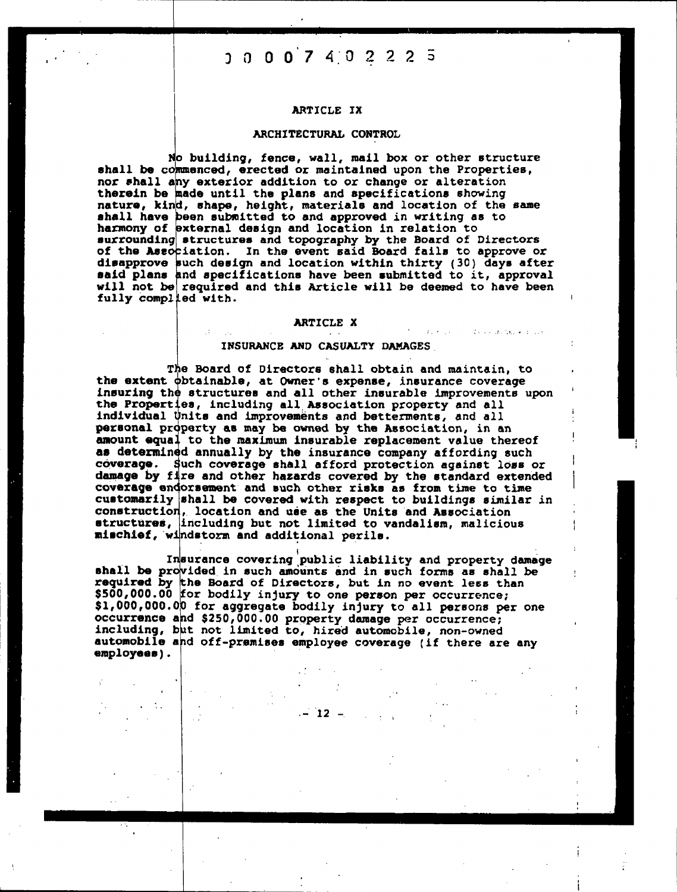## ARTICLE IX

## ARCHITECTURAL CONTROL

No building, fence, wall, mail box or other structure shall be commenced, erected or maintained upon the Properties, nor shall any exterior addition to or change or alteration therein be made until the plans and specifications showing nature, kind, shape, height, materials and location of the same shall have been submitted to and approved in writing as to harmony of external design and location in relation to surrounding structures and topography by the Board of Directors of the Association. In the event said Board fails to approve or disapprove such design and location within thirty (30) days after said plans and specifications have been submitted to it, approval will not be required and this Article will be deemed to have been fully complied with.

## ARTICLE X

## INSURANCE AND CASUALTY DAMAGES

The Board of Directors shall obtain and maintain, to the extent obtainable, at Owner's expense, insurance coverage insuring the structures and all other insurable improvements upon the Properties, including all Association property and all individual Units and improvements and betterments, and all personal property as may be owned by the Association, in an amount equal to the maximum insurable replacement value thereof as determined annually by the insurance company affording such coverage. Such coverage shall afford protection against loss or damage by fire and other hazards covered by the standard extended coverage endorsement and such other risks as from time to time customarily shall be covered with respect to buildings similar in construction, location and use as the Units and Association structures, including but not limited to vandalism, malicious mischief, windstorm and additional perils.

Insurance covering public liability and property damage shall be provided in such amounts and in such forms as shall be required by the Board of Directors, but in no event less than $500,000.00 for bodily injury to one person per occurrence; $1,000,000.00 for aggregate bodily injury to all persons per one occurrence and $250,000.00 property damage per occurrence; including, but not limited to, hired automobile, non-owned automobile and off-premises employee coverage (if there are any employees).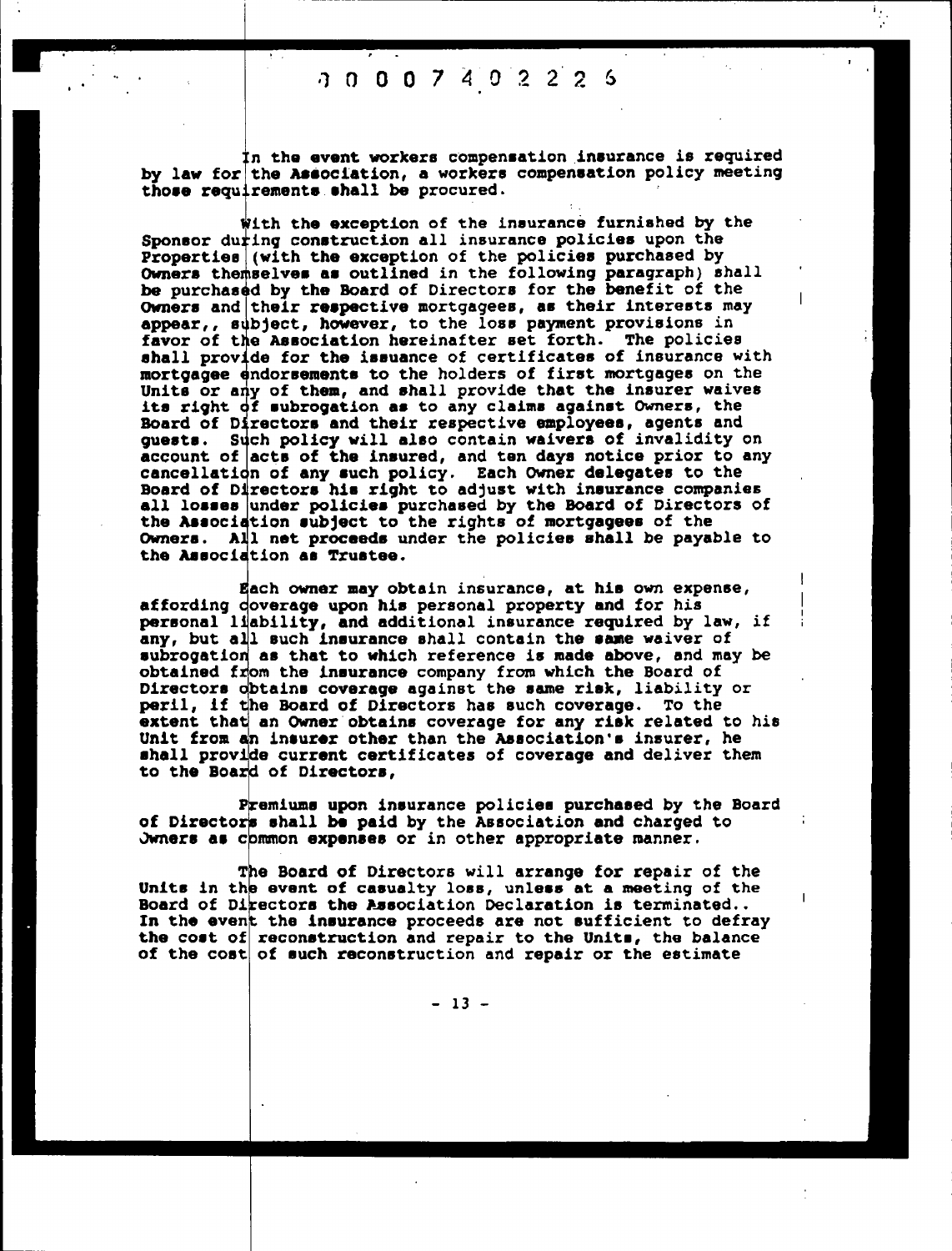In the event workers compensation insurance is required by law for the Association, a workers compensation policy meeting those requirements shall be procured.

With the exception of the insurance furnished by the Sponsor during construction all insurance policies upon the Properties (with the exception of the policies purchased by Owners themselves as outlined in the following paragraph) shall be purchased by the Board of Directors for the benefit of the Owners and their respective mortgagees, as their interests may appear,, subject, however, to the loss payment provisions in favor of the Association hereinafter set forth. The policies shall provide for the issuance of certificates of insurance with mortgagee endorsements to the holders of first mortgages on the Units or any of them, and shall provide that the insurer waives its right of subrogation as to any claims against Owners, the Board of Directors and their respective employees, agents and guests. Such policy will also contain waivers of invalidity on account of acts of the insured, and ten days notice prior to any cancellation of any such policy. Each Owner delegates to the Board of Directors his right to adjust with insurance companies all losses under policies purchased by the Board of Directors of the Association subject to the rights of mortgagees of the Owners. All net proceeds under the policies shall be payable to the Association as Trustee.

Each owner may obtain insurance, at his own expense, affording coverage upon his personal property and for his personal liability, and additional insurance required by law, if any, but all such insurance shall contain the same waiver of subrogation as that to which reference is made above, and may be obtained from the insurance company from which the Board of Directors obtains coverage against the same risk, liability or peril, if the Board of Directors has such coverage. To the extent that an Owner obtains coverage for any risk related to his Unit from an insurer other than the Association's insurer, he shall provide current certificates of coverage and deliver them to the Board of Directors,

Premiums upon insurance policies purchased by the Board of Directors shall be paid by the Association and charged to Owners as common expenses or in other appropriate manner.

The Board of Directors will arrange for repair of the Units in the event of casualty loss, unless at a meeting of the Board of Directors the Association Declaration is terminated.. In the event the insurance proceeds are not sufficient to defray the cost of reconstruction and repair to the Units, the balance of the cost of such reconstruction and repair or the estimate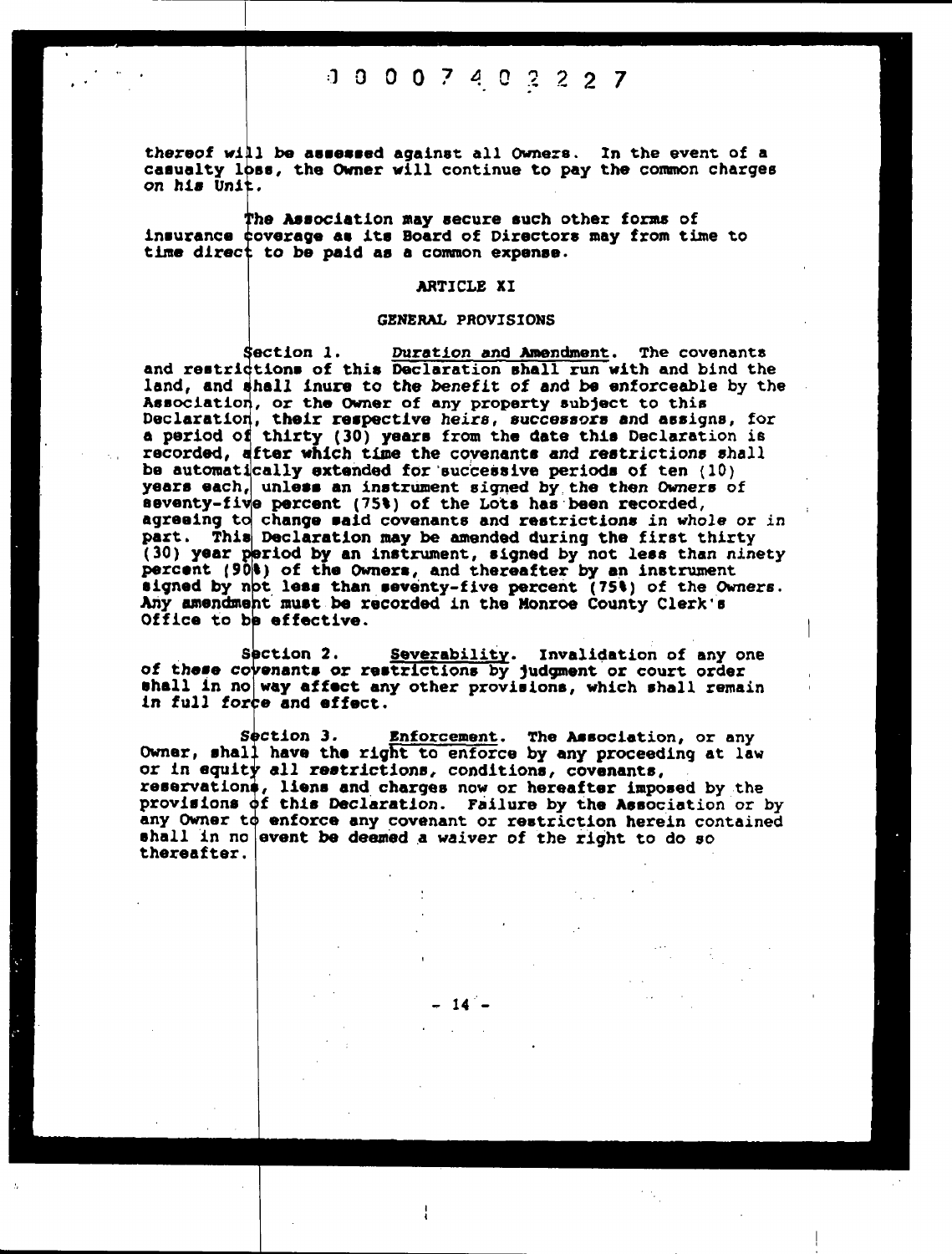thereof will be assessed against all Owners. In the event of a casualty loss, the Owner will continue to pay the common charges on his Unit.

The Association may secure such other forms of insurance coverage as its Board of Directors may from time to time direct to be paid as a common expense.

## ARTICLE XI

### GENERAL PROVISIONS

Section 1. Duration and Amendment. The covenants and restrictions of this Declaration shall run with and bind the land, and shall inure to the benefit of and be enforceable by the Association, or the Owner of any property subject to this Declaration, their respective heirs, successors and assigns, for a period of thirty (30) years from the date this Declaration is recorded, after which time the covenants and restrictions shall be automatically extended for successive periods of ten (10) years each, unless an instrument signed by the then Owners of seventy-five percent (75%) of the Lots has been recorded, agreeing to change said covenants and restrictions in whole or in part. This Declaration may be amended during the first thirty (30) year period by an instrument, signed by not less than ninety percent (90%) of the Owners, and thereafter by an instrument signed by not less than seventy-five percent (75%) of the Owners. Any amendment must be recorded in the Monroe County Clerk's Office to be effective.

Section 2. Severability. Invalidation of any one of these covenants or restrictions by judgment or court order shall in no way affect any other provisions, which shall remain in full force and effect.

Section 3. Enforcement. The Association, or any Owner, shall have the right to enforce by any proceeding at law or in equity all restrictions, conditions, covenants, reservations, liens and charges now or hereafter imposed by the provisions of this Declaration. Failure by the Association or by any Owner to enforce any covenant or restriction herein contained shall in no event be deemed a waiver of the right to do so thereafter.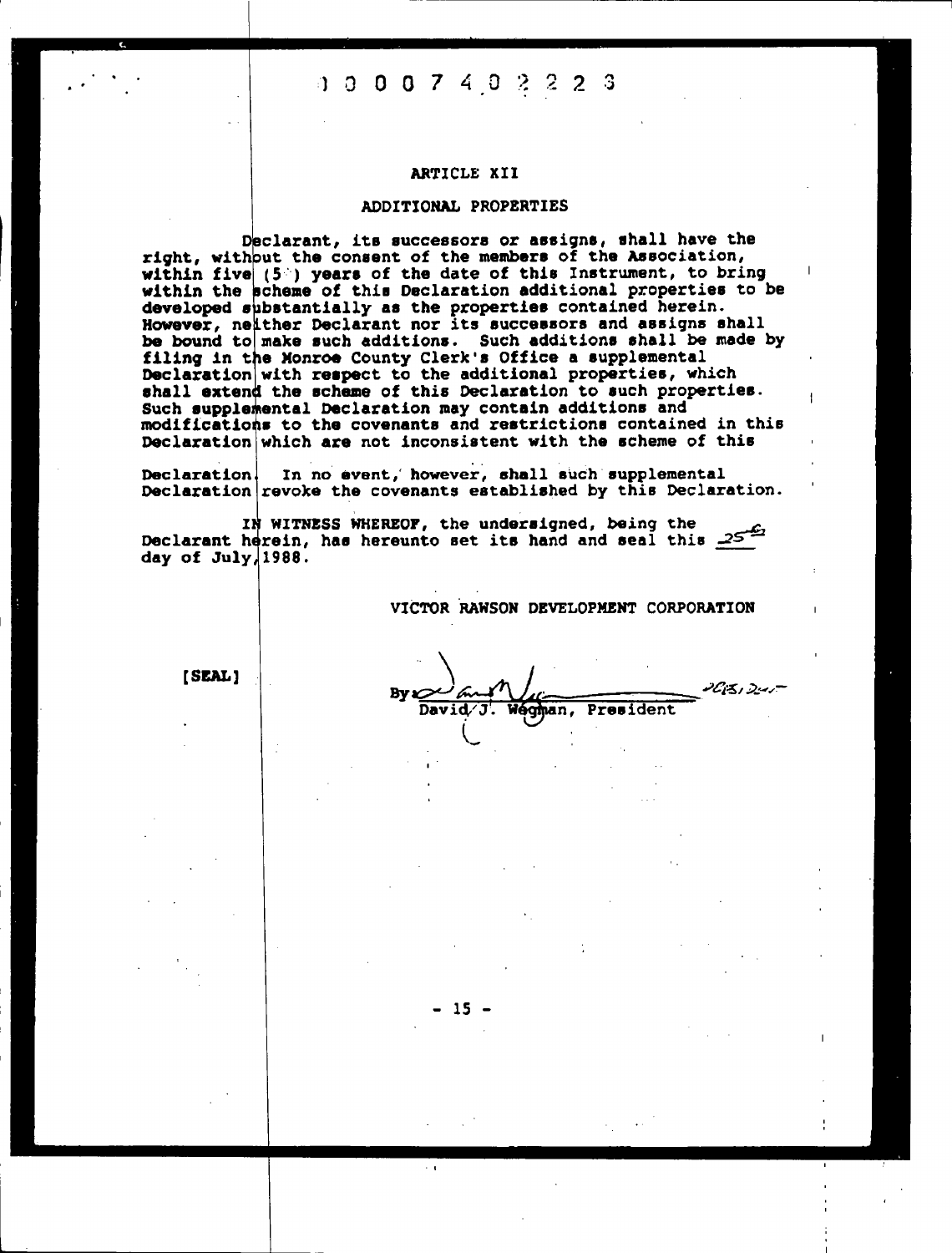1 0 0 0 7 4 0 2 2 2 3

## ARTICLE XII

## ADDITIONAL PROPERTIES

Declarant, its successors or assigns, shall have the right, without the consent of the members of the Association, within five (5) years of the date of this Instrument, to bring within the scheme of this Declaration additional properties to be developed substantially as the properties contained herein. However, neither Declarant nor its successors and assigns shall be bound to make such additions. Such additions shall be made by filing in the Monroe County Clerk's Office a supplemental Declaration with respect to the additional properties, which shall extend the scheme of this Declaration to such properties. Such supplemental Declaration may contain additions and modifications to the covenants and restrictions contained in this Declaration which are not inconsistent with the scheme of this Declaration. In no event, however, shall such supplemental Declaration revoke the covenants established by this Declaration.

IN WITNESS WHEREOF, the undersigned, being the Declarant herein, has hereunto set its hand and seal this 25th day of July, 1988.

VICTOR RAWSON DEVELOPMENT CORPORATION

[SEAL]

By: David J. Wegman, President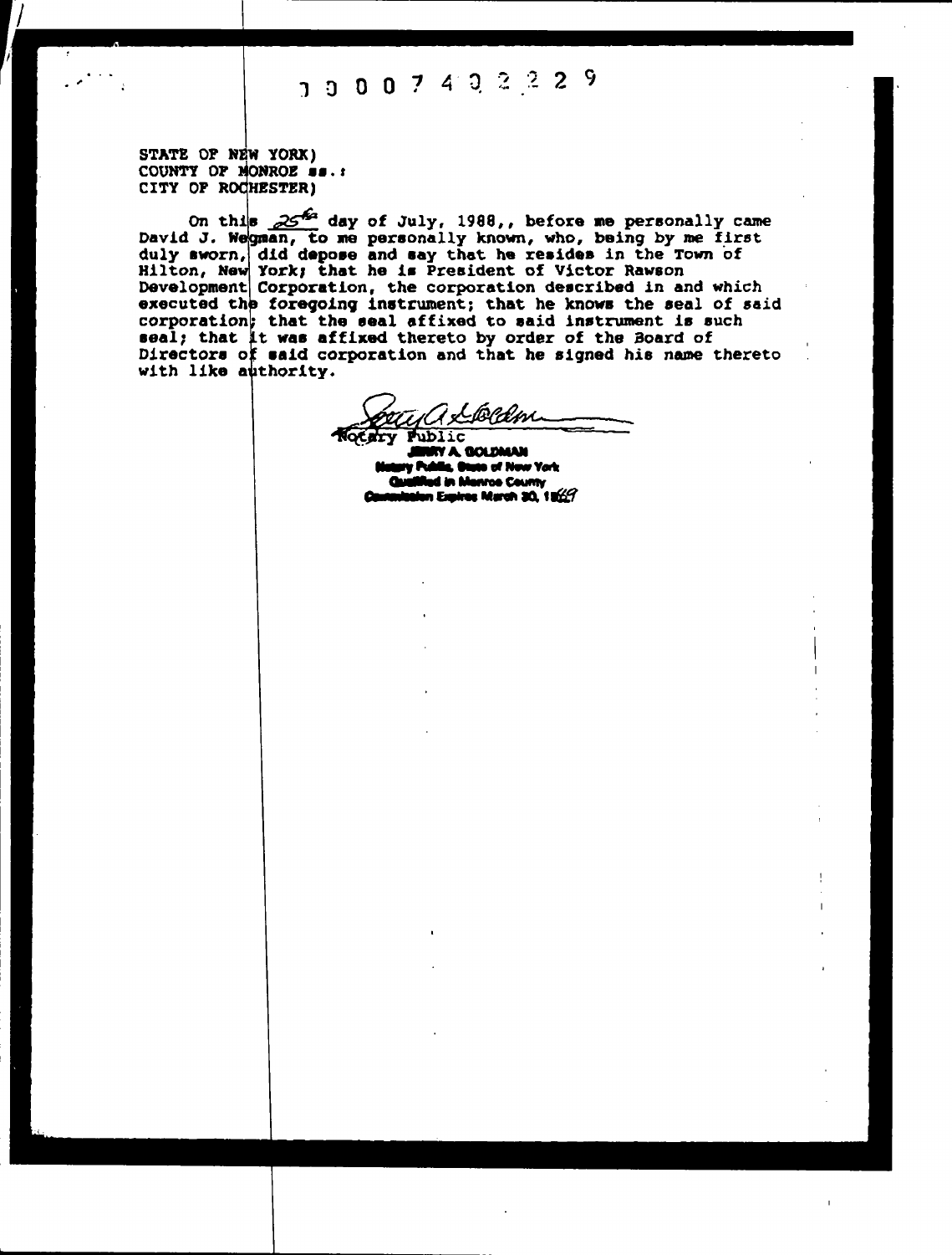00007402229

STATE OF NEW YORK)
COUNTY OF MONROE ss.:
CITY OF ROCHESTER)

On this 25th day of July, 1988,, before me personally came David J. Wegman, to me personally known, who, being by me first duly sworn, did depose and say that he resides in the Town of Hilton, New York; that he is President of Victor Rawson Development Corporation, the corporation described in and which executed the foregoing instrument; that he knows the seal of said corporation; that the seal affixed to said instrument is such seal; that it was affixed thereto by order of the Board of Directors of said corporation and that he signed his name thereto with like authority.

Notary Public

JERRY A. GOLDMAN
Notary Public, State of New York
Qualified in Monroe County
Commission Expires March 30, 1989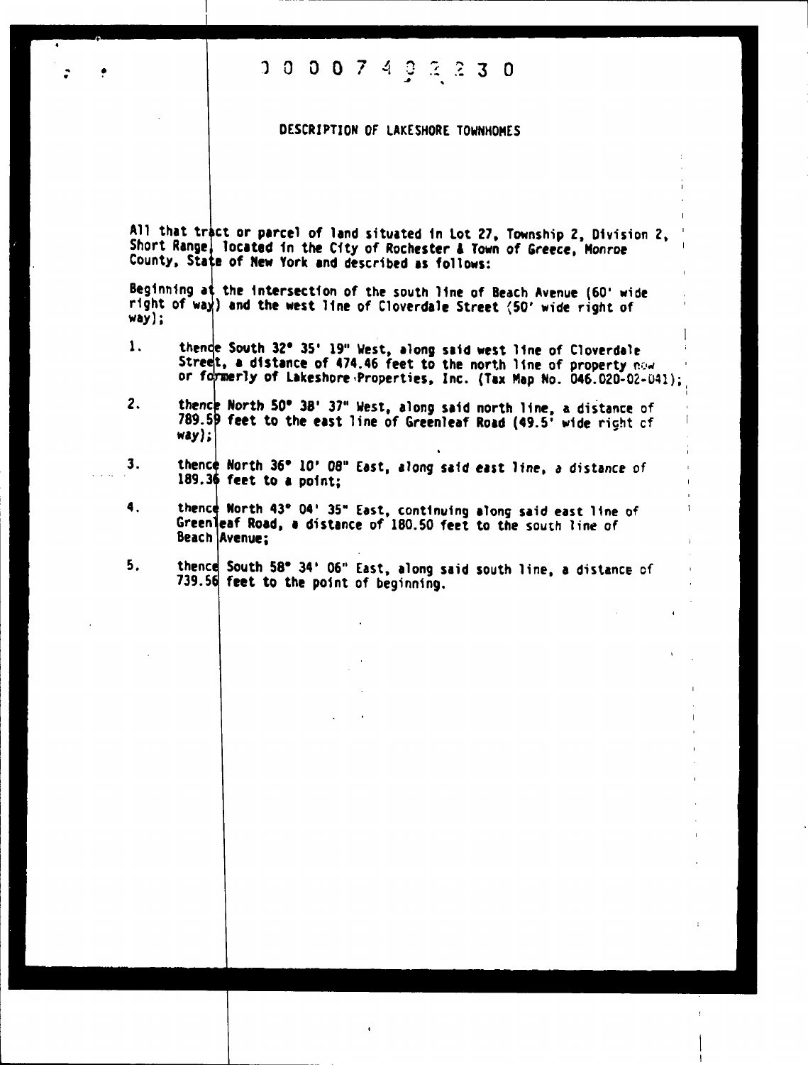# DESCRIPTION OF LAKESHORE TOWNHOMES

All that tract or parcel of land situated in Lot 27, Township 2, Division 2, Short Range, located in the City of Rochester & Town of Greece, Monroe County, State of New York and described as follows:

Beginning at the intersection of the south line of Beach Avenue (60' wide right of way) and the west line of Cloverdale Street (50' wide right of way);

1. thence South 32° 35' 19" West, along said west line of Cloverdale Street, a distance of 474.46 feet to the north line of property now or formerly of Lakeshore Properties, Inc. (Tax Map No. 046.020-02-041);

2. thence North 50° 38' 37" West, along said north line, a distance of 789.59 feet to the east line of Greenleaf Road (49.5' wide right of way);

3. thence North 36° 10' 08" East, along said east line, a distance of 189.36 feet to a point;

4. thence North 43° 04' 35" East, continuing along said east line of Greenleaf Road, a distance of 180.50 feet to the south line of Beach Avenue;

5. thence South 58° 34' 06" East, along said south line, a distance of 739.56 feet to the point of beginning.